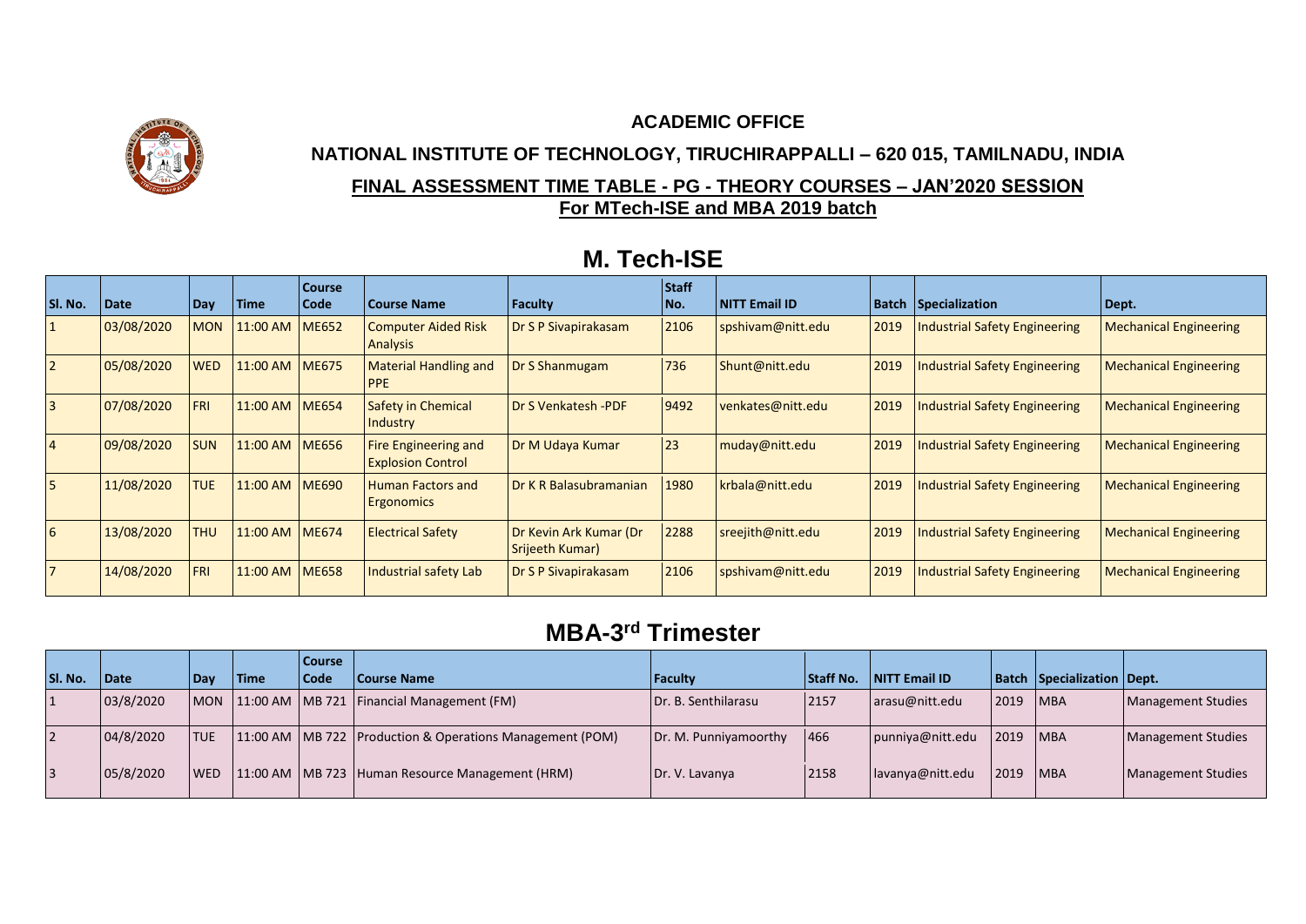# ACADEMIC OFFICE

## NATIONAL INSTITUTE OF TECHNOLOGY, TIRUCHIRAPPALLI – 620 015, TAMILNADU, INDIA

### FINAL ASSESSMENT TIME TABLE - PG - THEORY COURSES – JAN'2020 SESSION

### For MTech-ISE and MBA 2019 batch

## M. Tech-ISE

| Sl. No. | Date | Day | Time | Course Code | Course Name | Faculty | Staff No. | NITT Email ID | Batch | Specialization | Dept. |
|---|---|---|---|---|---|---|---|---|---|---|---|
| 1 | 03/08/2020 | MON | 11:00 AM | ME652 | Computer Aided Risk Analysis | Dr S P Sivapirakasam | 2106 | spshivam@nitt.edu | 2019 | Industrial Safety Engineering | Mechanical Engineering |
| 2 | 05/08/2020 | WED | 11:00 AM | ME675 | Material Handling and PPE | Dr S Shanmugam | 736 | Shunt@nitt.edu | 2019 | Industrial Safety Engineering | Mechanical Engineering |
| 3 | 07/08/2020 | FRI | 11:00 AM | ME654 | Safety in Chemical Industry | Dr S Venkatesh -PDF | 9492 | venkates@nitt.edu | 2019 | Industrial Safety Engineering | Mechanical Engineering |
| 4 | 09/08/2020 | SUN | 11:00 AM | ME656 | Fire Engineering and Explosion Control | Dr M Udaya Kumar | 23 | muday@nitt.edu | 2019 | Industrial Safety Engineering | Mechanical Engineering |
| 5 | 11/08/2020 | TUE | 11:00 AM | ME690 | Human Factors and Ergonomics | Dr K R Balasubramanian | 1980 | krbala@nitt.edu | 2019 | Industrial Safety Engineering | Mechanical Engineering |
| 6 | 13/08/2020 | THU | 11:00 AM | ME674 | Electrical Safety | Dr Kevin Ark Kumar (Dr Srijeeth Kumar) | 2288 | sreejith@nitt.edu | 2019 | Industrial Safety Engineering | Mechanical Engineering |
| 7 | 14/08/2020 | FRI | 11:00 AM | ME658 | Industrial safety Lab | Dr S P Sivapirakasam | 2106 | spshivam@nitt.edu | 2019 | Industrial Safety Engineering | Mechanical Engineering |

## MBA-3rd Trimester

| Sl. No. | Date | Day | Time | Course Code | Course Name | Faculty | Staff No. | NITT Email ID | Batch | Specialization | Dept. |
|---|---|---|---|---|---|---|---|---|---|---|---|
| 1 | 03/8/2020 | MON | 11:00 AM | MB 721 | Financial Management (FM) | Dr. B. Senthilarasu | 2157 | arasu@nitt.edu | 2019 | MBA | Management Studies |
| 2 | 04/8/2020 | TUE | 11:00 AM | MB 722 | Production & Operations Management (POM) | Dr. M. Punniyamoorthy | 466 | punniya@nitt.edu | 2019 | MBA | Management Studies |
| 3 | 05/8/2020 | WED | 11:00 AM | MB 723 | Human Resource Management (HRM) | Dr. V. Lavanya | 2158 | lavanya@nitt.edu | 2019 | MBA | Management Studies |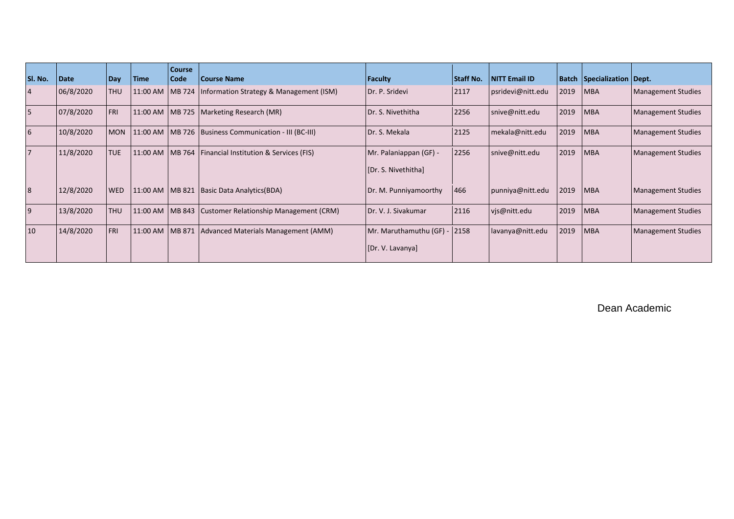| Sl. No. | Date | Day | Time | Course Code | Course Name | Faculty | Staff No. | NITT Email ID | Batch | Specialization | Dept. |
|---|---|---|---|---|---|---|---|---|---|---|---|
| 4 | 06/8/2020 | THU | 11:00 AM | MB 724 | Information Strategy & Management (ISM) | Dr. P. Sridevi | 2117 | psridevi@nitt.edu | 2019 | MBA | Management Studies |
| 5 | 07/8/2020 | FRI | 11:00 AM | MB 725 | Marketing Research (MR) | Dr. S. Nivethitha | 2256 | snive@nitt.edu | 2019 | MBA | Management Studies |
| 6 | 10/8/2020 | MON | 11:00 AM | MB 726 | Business Communication - III (BC-III) | Dr. S. Mekala | 2125 | mekala@nitt.edu | 2019 | MBA | Management Studies |
| 7 | 11/8/2020 | TUE | 11:00 AM | MB 764 | Financial Institution & Services (FIS) | Mr. Palaniappan (GF) - [Dr. S. Nivethitha] | 2256 | snive@nitt.edu | 2019 | MBA | Management Studies |
| 8 | 12/8/2020 | WED | 11:00 AM | MB 821 | Basic Data Analytics(BDA) | Dr. M. Punniyamoorthy | 466 | punniya@nitt.edu | 2019 | MBA | Management Studies |
| 9 | 13/8/2020 | THU | 11:00 AM | MB 843 | Customer Relationship Management (CRM) | Dr. V. J. Sivakumar | 2116 | vjs@nitt.edu | 2019 | MBA | Management Studies |
| 10 | 14/8/2020 | FRI | 11:00 AM | MB 871 | Advanced Materials Management (AMM) | Mr. Maruthamuthu (GF) - [Dr. V. Lavanya] | 2158 | lavanya@nitt.edu | 2019 | MBA | Management Studies |

Dean Academic